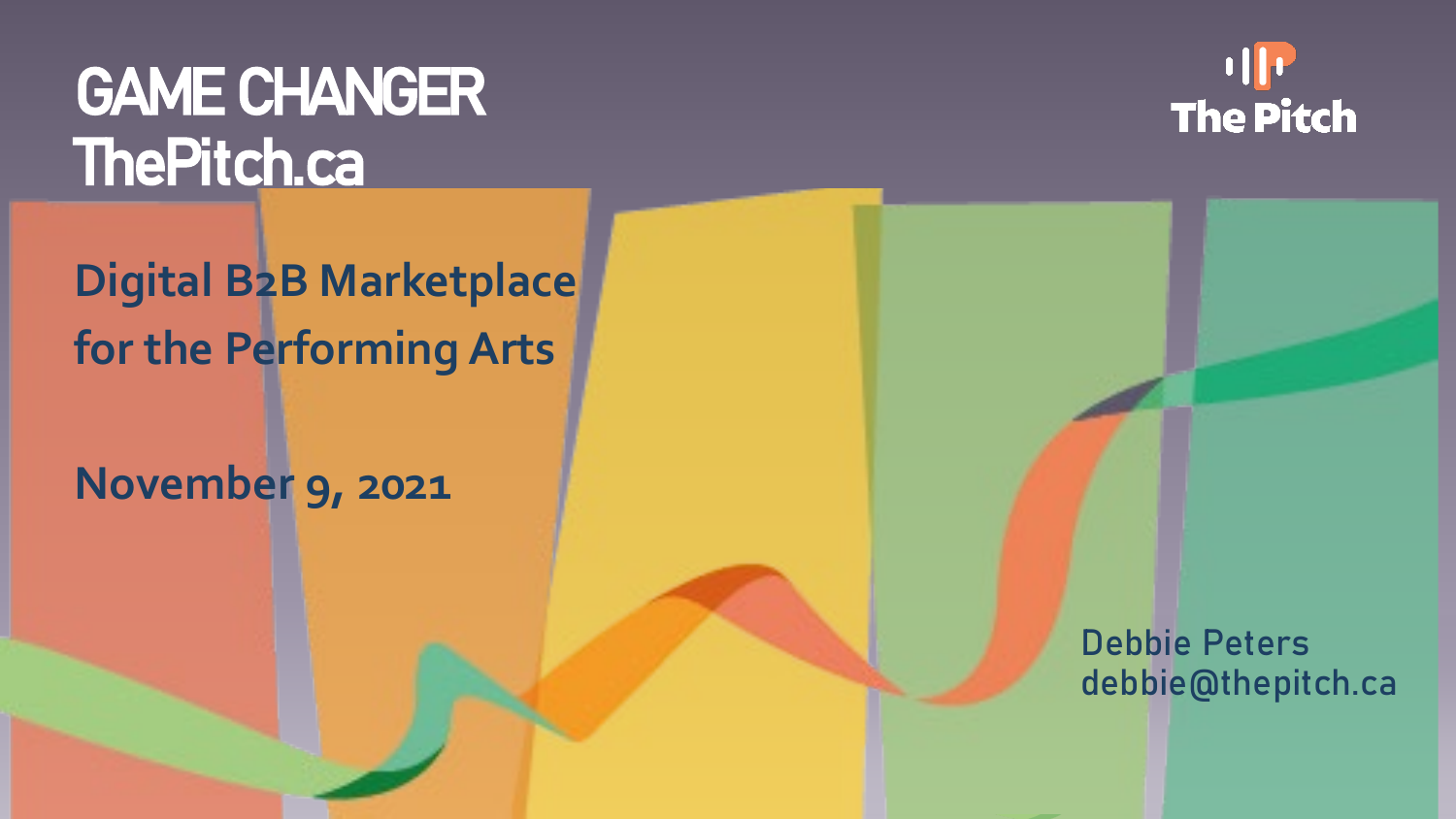# GAME CHANGER ThePitch.ca

The Pitch

## Digital B2B Marketplace for the Performing Arts

**November 9, 2021**

Debbie Peters
debbie@thepitch.ca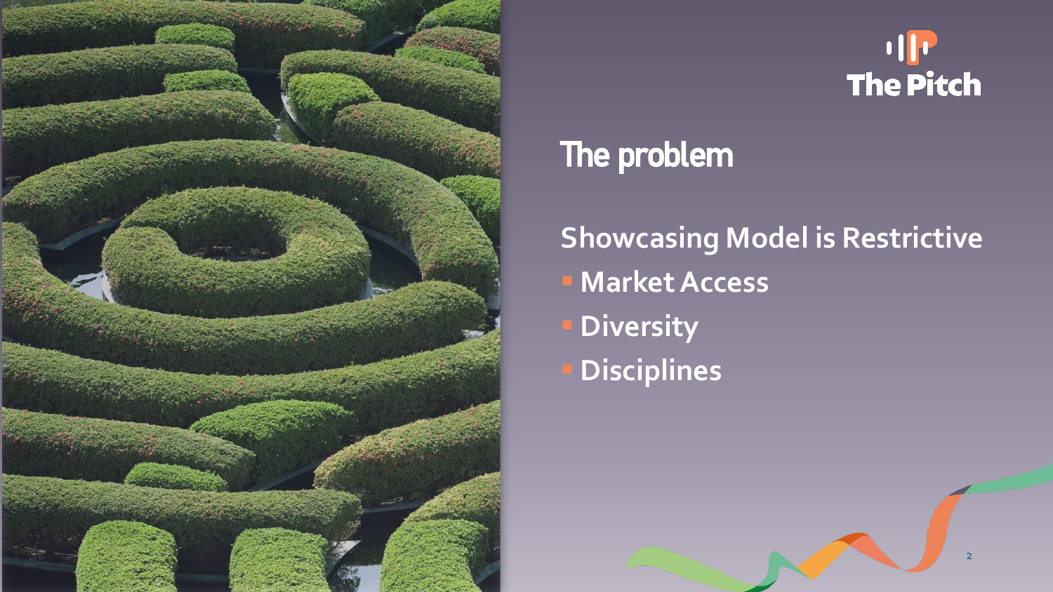The Pitch

# The problem

## Showcasing Model is Restrictive

- Market Access
- Diversity
- Disciplines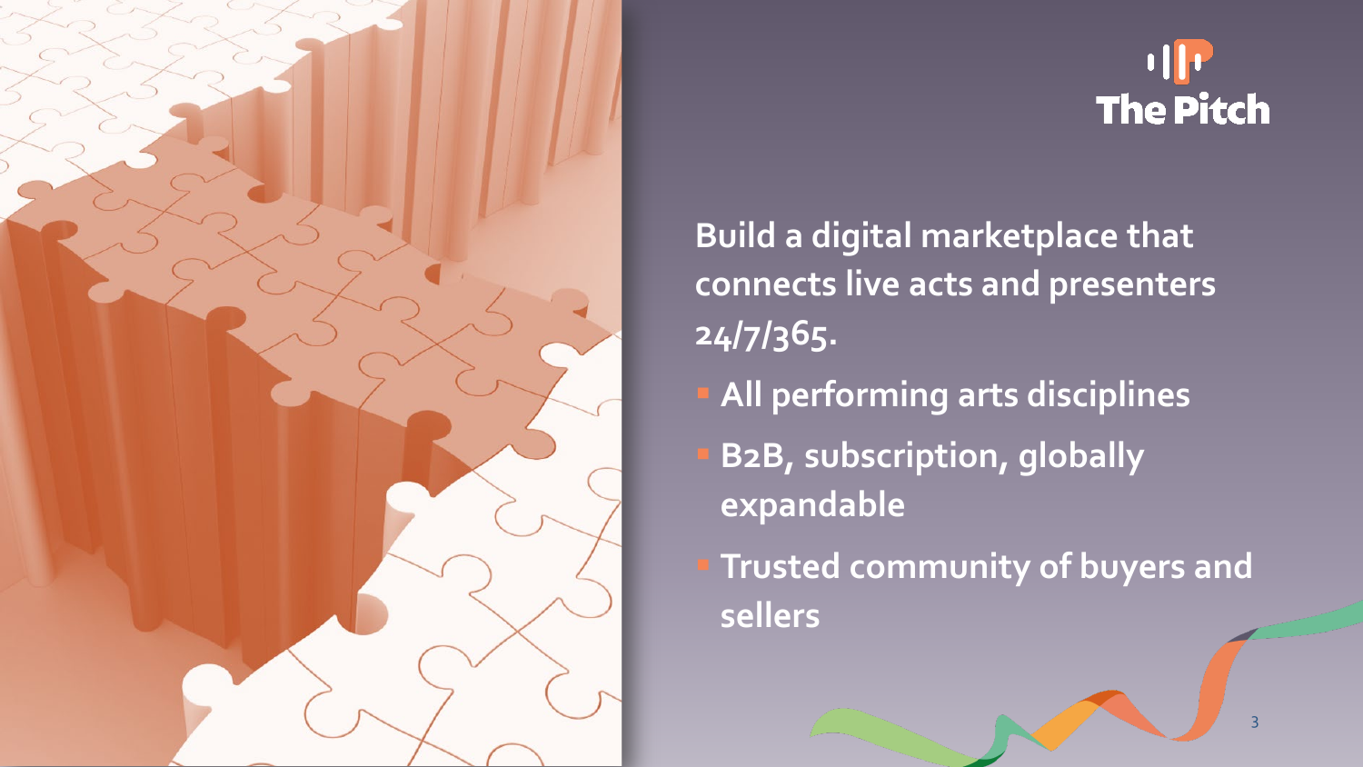The Pitch

Build a digital marketplace that connects live acts and presenters 24/7/365.

- All performing arts disciplines
- B2B, subscription, globally expandable
- Trusted community of buyers and sellers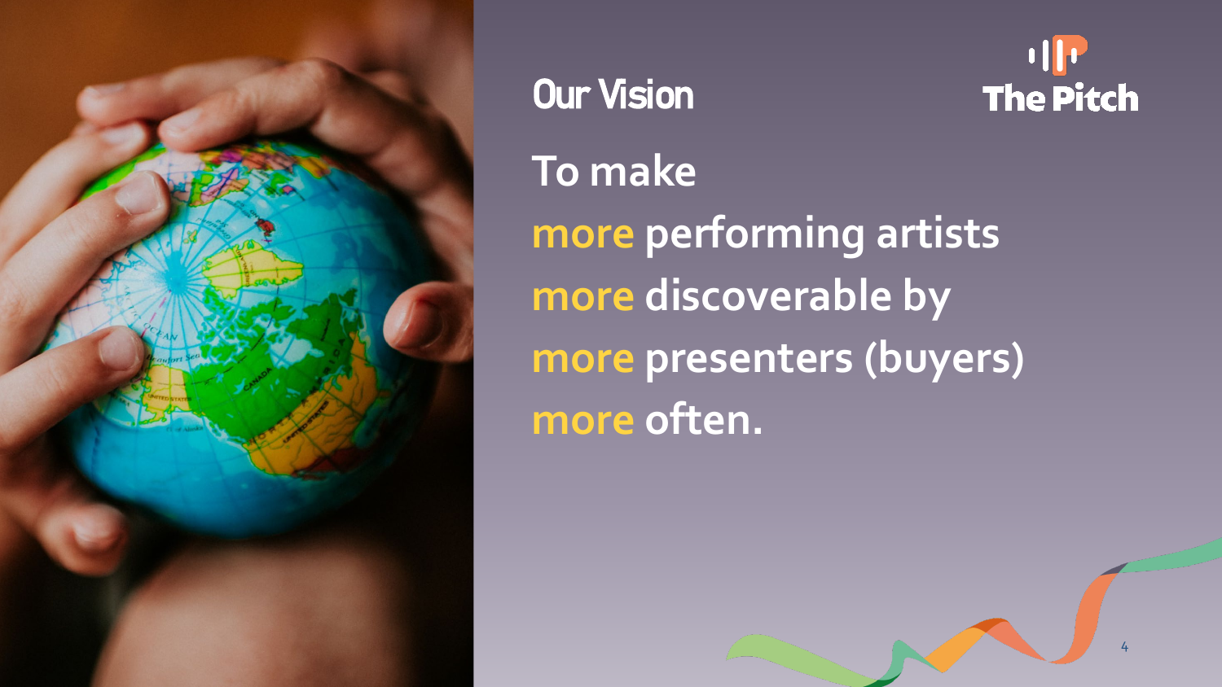# Our Vision

The Pitch

To make
more performing artists
more discoverable by
more presenters (buyers)
more often.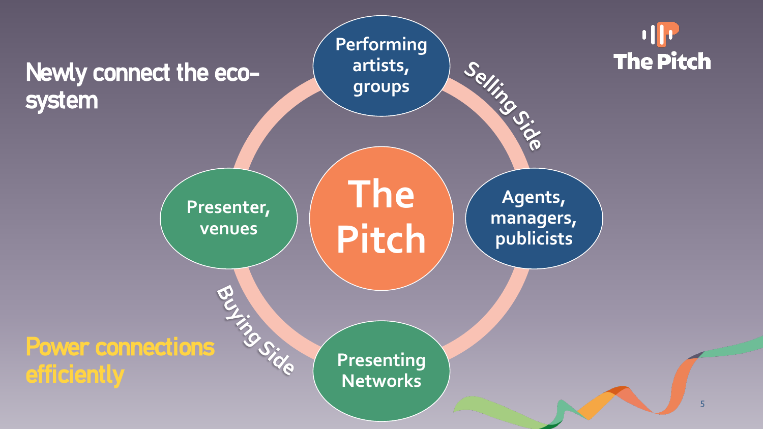# Newly connect the eco-system

The Pitch

- Performing artists, groups
- Selling Side
- Agents, managers, publicists
- Presenting Networks
- Buying Side
- Presenter, venues

**The Pitch**

**Power connections efficiently**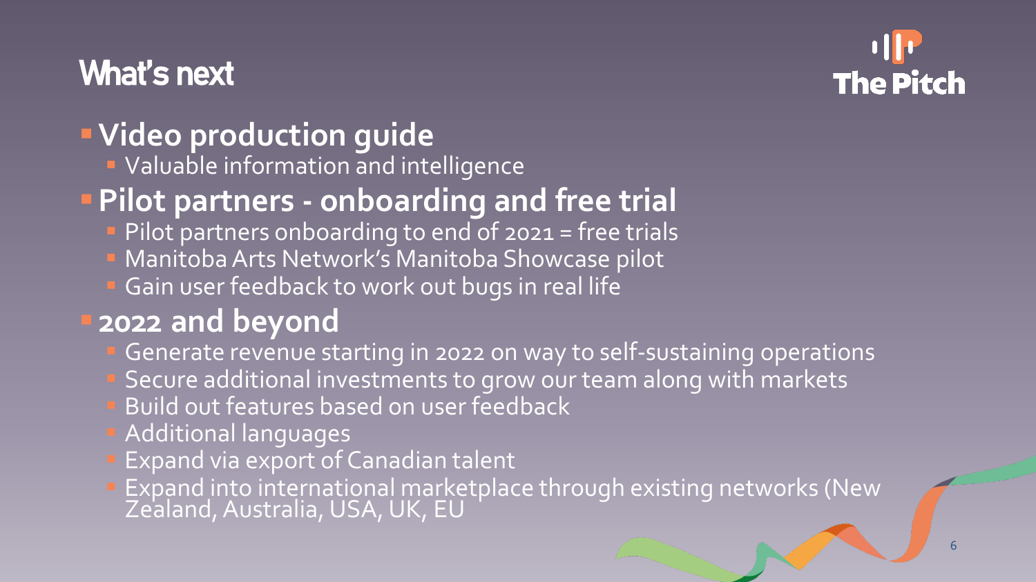# What's next

- **Video production guide**
  - Valuable information and intelligence
- **Pilot partners - onboarding and free trial**
  - Pilot partners onboarding to end of 2021 = free trials
  - Manitoba Arts Network's Manitoba Showcase pilot
  - Gain user feedback to work out bugs in real life
- **2022 and beyond**
  - Generate revenue starting in 2022 on way to self-sustaining operations
  - Secure additional investments to grow our team along with markets
  - Build out features based on user feedback
  - Additional languages
  - Expand via export of Canadian talent
  - Expand into international marketplace through existing networks (New Zealand, Australia, USA, UK, EU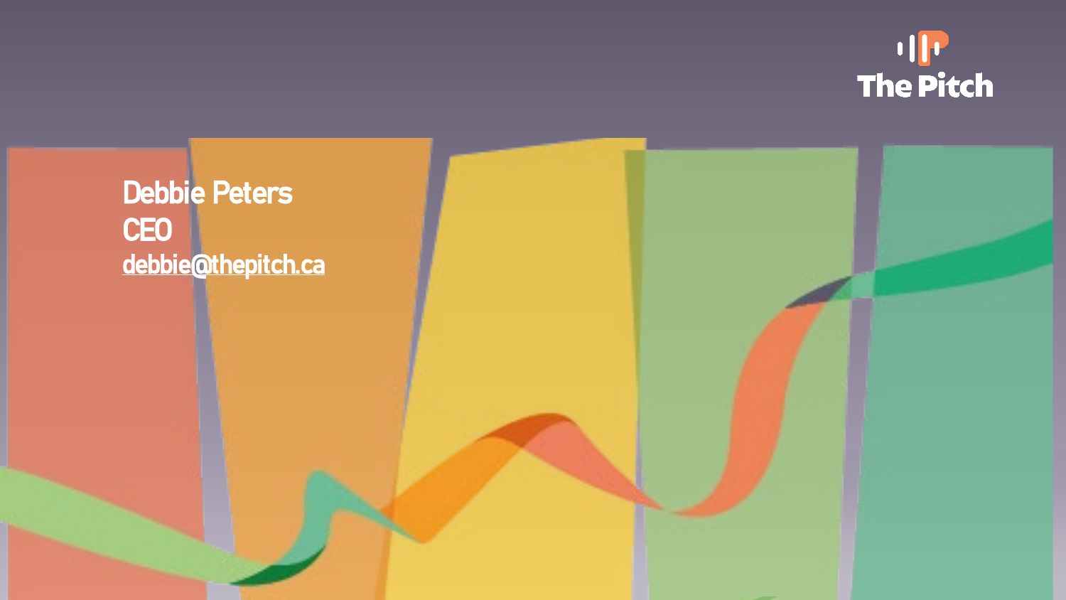The Pitch

Debbie Peters
CEO
debbie@thepitch.ca